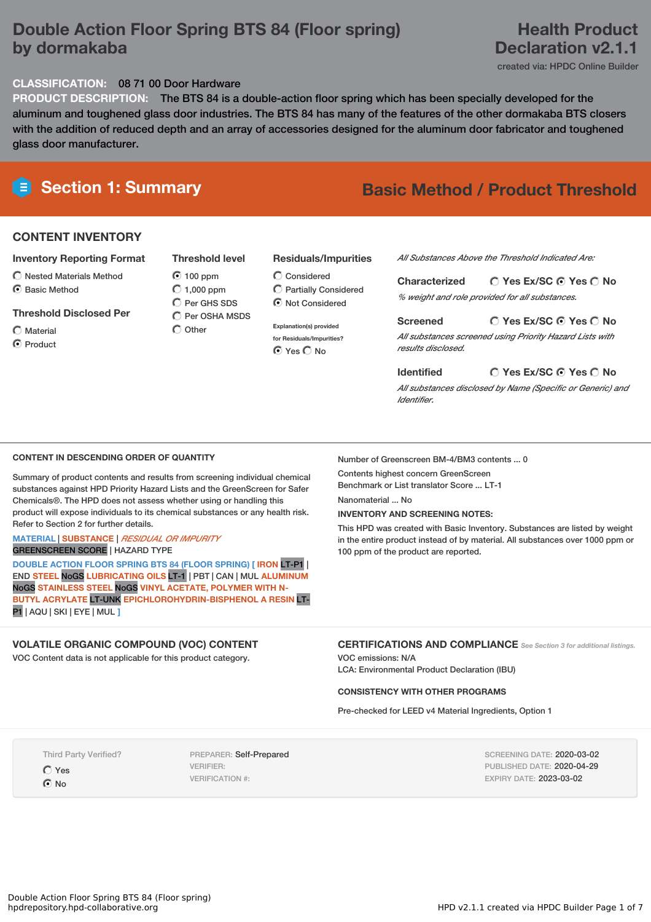# Double Action Floor Spring BTS 84 (Floor spring) by dormakaba

**Health Product Declaration v2.1.1**

created via: HPDC Online Builder

**CLASSIFICATION:** 08 71 00 Door Hardware

**PRODUCT DESCRIPTION:** The BTS 84 is a double-action floor spring which has been specially developed for the aluminum and toughened glass door industries. The BTS 84 has many of the features of the other dormakaba BTS closers with the addition of reduced depth and an array of accessories designed for the aluminum door fabricator and toughened glass door manufacturer.

## Section 1: Summary

**Basic Method / Product Threshold**

### CONTENT INVENTORY

**Inventory Reporting Format**

- ○ Nested Materials Method
- ◉ Basic Method

**Threshold Disclosed Per**

- ○ Material
- ◉ Product

**Threshold level**

- ◉ 100 ppm
- ○ 1,000 ppm
- ○ Per GHS SDS
- ○ Per OSHA MSDS
- ○ Other

**Residuals/Impurities**

- ○ Considered
- ○ Partially Considered
- ◉ Not Considered

Explanation(s) provided for Residuals/Impurities? ◉ Yes ○ No

*All Substances Above the Threshold Indicated Are:*

**Characterized** ○ Yes Ex/SC ◉ Yes ○ No

*% weight and role provided for all substances.*

**Screened** ○ Yes Ex/SC ◉ Yes ○ No

*All substances screened using Priority Hazard Lists with results disclosed.*

**Identified** ○ Yes Ex/SC ◉ Yes ○ No

*All substances disclosed by Name (Specific or Generic) and Identifier.*

### CONTENT IN DESCENDING ORDER OF QUANTITY

Summary of product contents and results from screening individual chemical substances against HPD Priority Hazard Lists and the GreenScreen for Safer Chemicals®. The HPD does not assess whether using or handling this product will expose individuals to its chemical substances or any health risk. Refer to Section 2 for further details.

MATERIAL | SUBSTANCE | *RESIDUAL OR IMPURITY*
GREENSCREEN SCORE | HAZARD TYPE

DOUBLE ACTION FLOOR SPRING BTS 84 (FLOOR SPRING) [ IRON LT-P1 | END STEEL NoGS LUBRICATING OILS LT-1 | PBT | CAN | MUL ALUMINUM NoGS STAINLESS STEEL NoGS VINYL ACETATE, POLYMER WITH N-BUTYL ACRYLATE LT-UNK EPICHLOROHYDRIN-BISPHENOL A RESIN LT-P1 | AQU | SKI | EYE | MUL ]

Number of Greenscreen BM-4/BM3 contents ... 0

Contents highest concern GreenScreen Benchmark or List translator Score ... LT-1

Nanomaterial ... No

**INVENTORY AND SCREENING NOTES:**

This HPD was created with Basic Inventory. Substances are listed by weight in the entire product instead of by material. All substances over 1000 ppm or 100 ppm of the product are reported.

### VOLATILE ORGANIC COMPOUND (VOC) CONTENT

VOC Content data is not applicable for this product category.

### CERTIFICATIONS AND COMPLIANCE

*See Section 3 for additional listings.*

VOC emissions: N/A

LCA: Environmental Product Declaration (IBU)

**CONSISTENCY WITH OTHER PROGRAMS**

Pre-checked for LEED v4 Material Ingredients, Option 1

Third Party Verified?

- ○ Yes
- ◉ No

PREPARER: Self-Prepared
VERIFIER:
VERIFICATION #:

SCREENING DATE: 2020-03-02
PUBLISHED DATE: 2020-04-29
EXPIRY DATE: 2023-03-02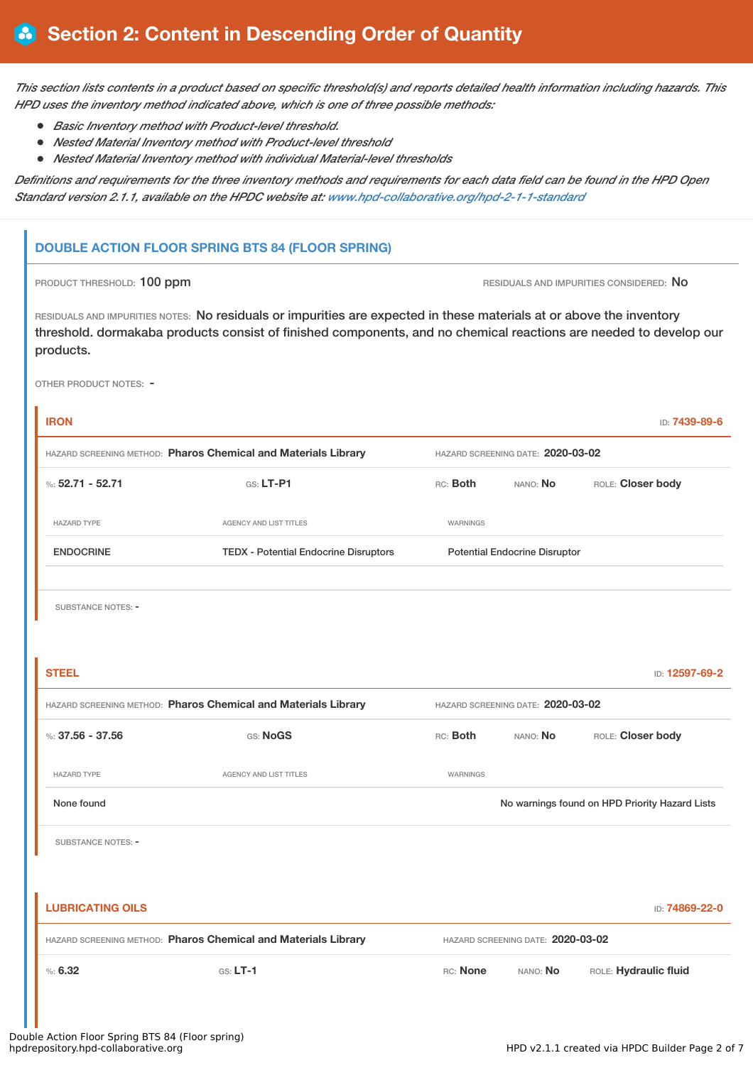# Section 2: Content in Descending Order of Quantity

*This section lists contents in a product based on specific threshold(s) and reports detailed health information including hazards. This HPD uses the inventory method indicated above, which is one of three possible methods:*

- *Basic Inventory method with Product-level threshold.*
- *Nested Material Inventory method with Product-level threshold*
- *Nested Material Inventory method with individual Material-level thresholds*

*Definitions and requirements for the three inventory methods and requirements for each data field can be found in the HPD Open Standard version 2.1.1, available on the HPDC website at: www.hpd-collaborative.org/hpd-2-1-1-standard*

## DOUBLE ACTION FLOOR SPRING BTS 84 (FLOOR SPRING)

PRODUCT THRESHOLD: 100 ppm

RESIDUALS AND IMPURITIES CONSIDERED: No

RESIDUALS AND IMPURITIES NOTES: No residuals or impurities are expected in these materials at or above the inventory threshold. dormakaba products consist of finished components, and no chemical reactions are needed to develop our products.

OTHER PRODUCT NOTES: -

### IRON

ID: 7439-89-6

HAZARD SCREENING METHOD: **Pharos Chemical and Materials Library** HAZARD SCREENING DATE: **2020-03-02**

%: **52.71 - 52.71** GS: **LT-P1** RC: **Both** NANO: **No** ROLE: **Closer body**

| HAZARD TYPE | AGENCY AND LIST TITLES | WARNINGS |
|---|---|---|
| ENDOCRINE | TEDX - Potential Endocrine Disruptors | Potential Endocrine Disruptor |

SUBSTANCE NOTES: -

### STEEL

ID: 12597-69-2

HAZARD SCREENING METHOD: **Pharos Chemical and Materials Library** HAZARD SCREENING DATE: **2020-03-02**

%: **37.56 - 37.56** GS: **NoGS** RC: **Both** NANO: **No** ROLE: **Closer body**

| HAZARD TYPE | AGENCY AND LIST TITLES | WARNINGS |
|---|---|---|
| None found | | No warnings found on HPD Priority Hazard Lists |

SUBSTANCE NOTES: -

### LUBRICATING OILS

ID: 74869-22-0

HAZARD SCREENING METHOD: **Pharos Chemical and Materials Library** HAZARD SCREENING DATE: **2020-03-02**

%: **6.32** GS: **LT-1** RC: **None** NANO: **No** ROLE: **Hydraulic fluid**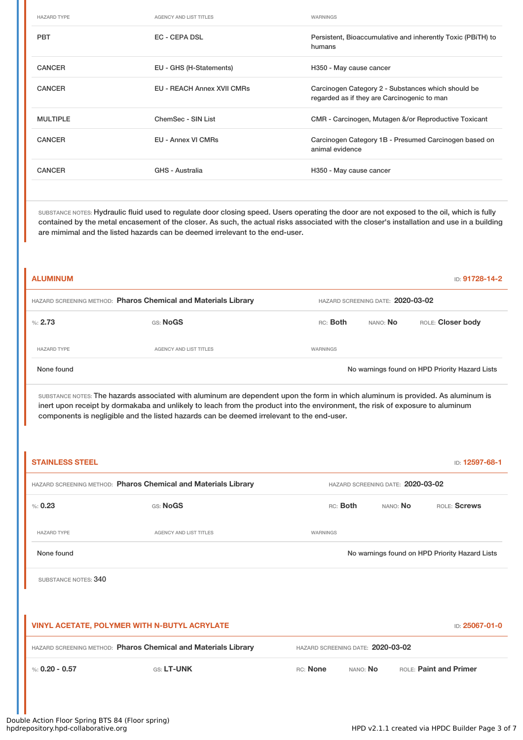| HAZARD TYPE | AGENCY AND LIST TITLES | WARNINGS |
|---|---|---|
| PBT | EC - CEPA DSL | Persistent, Bioaccumulative and inherently Toxic (PBiTH) to humans |
| CANCER | EU - GHS (H-Statements) | H350 - May cause cancer |
| CANCER | EU - REACH Annex XVII CMRs | Carcinogen Category 2 - Substances which should be regarded as if they are Carcinogenic to man |
| MULTIPLE | ChemSec - SIN List | CMR - Carcinogen, Mutagen &/or Reproductive Toxicant |
| CANCER | EU - Annex VI CMRs | Carcinogen Category 1B - Presumed Carcinogen based on animal evidence |
| CANCER | GHS - Australia | H350 - May cause cancer |

SUBSTANCE NOTES: Hydraulic fluid used to regulate door closing speed. Users operating the door are not exposed to the oil, which is fully contained by the metal encasement of the closer. As such, the actual risks associated with the closer's installation and use in a building are mimimal and the listed hazards can be deemed irrelevant to the end-user.

## ALUMINUM

ID: 91728-14-2

HAZARD SCREENING METHOD: **Pharos Chemical and Materials Library** HAZARD SCREENING DATE: **2020-03-02**

%: **2.73** GS: **NoGS** RC: **Both** NANO: **No** ROLE: **Closer body**

| HAZARD TYPE | AGENCY AND LIST TITLES | WARNINGS |
|---|---|---|
| None found | | No warnings found on HPD Priority Hazard Lists |

SUBSTANCE NOTES: The hazards associated with aluminum are dependent upon the form in which aluminum is provided. As aluminum is inert upon receipt by dormakaba and unlikely to leach from the product into the environment, the risk of exposure to aluminum components is negligible and the listed hazards can be deemed irrelevant to the end-user.

## STAINLESS STEEL

ID: 12597-68-1

HAZARD SCREENING METHOD: **Pharos Chemical and Materials Library** HAZARD SCREENING DATE: **2020-03-02**

%: **0.23** GS: **NoGS** RC: **Both** NANO: **No** ROLE: **Screws**

| HAZARD TYPE | AGENCY AND LIST TITLES | WARNINGS |
|---|---|---|
| None found | | No warnings found on HPD Priority Hazard Lists |

SUBSTANCE NOTES: 340

## VINYL ACETATE, POLYMER WITH N-BUTYL ACRYLATE

ID: 25067-01-0

HAZARD SCREENING METHOD: **Pharos Chemical and Materials Library** HAZARD SCREENING DATE: **2020-03-02**

%: **0.20 - 0.57** GS: **LT-UNK** RC: **None** NANO: **No** ROLE: **Paint and Primer**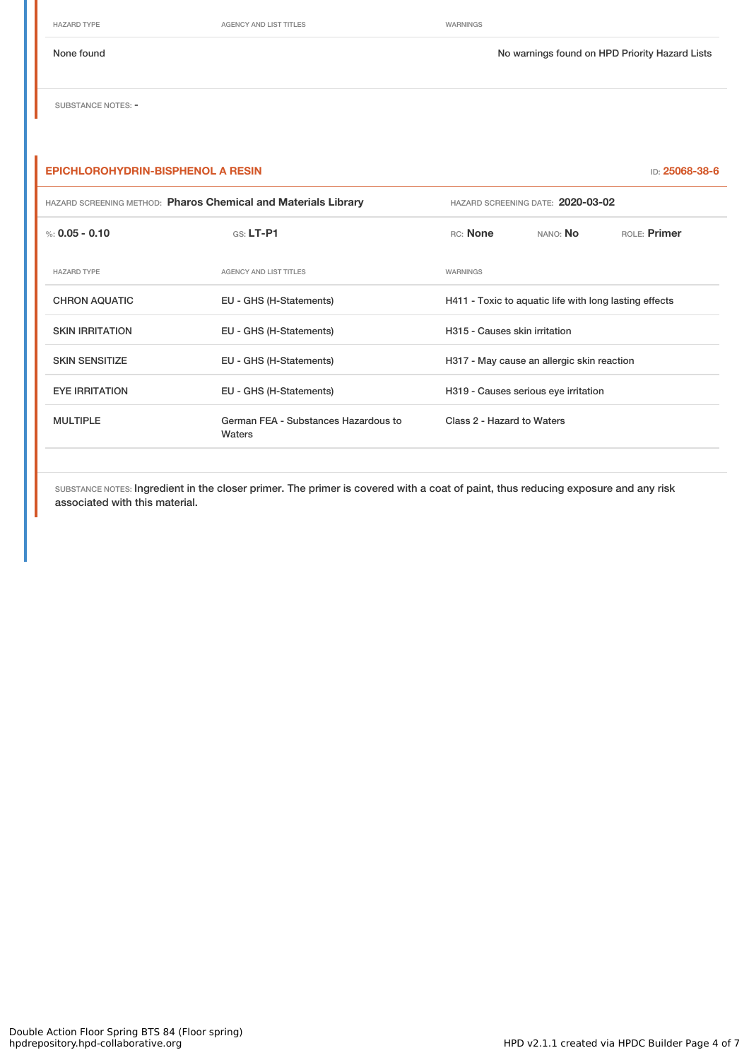| HAZARD TYPE | AGENCY AND LIST TITLES | WARNINGS |
|---|---|---|
| None found | | No warnings found on HPD Priority Hazard Lists |

SUBSTANCE NOTES: -

## EPICHLOROHYDRIN-BISPHENOL A RESIN

ID: 25068-38-6

HAZARD SCREENING METHOD: **Pharos Chemical and Materials Library** HAZARD SCREENING DATE: **2020-03-02**

%: **0.05 - 0.10** GS: **LT-P1** RC: **None** NANO: **No** ROLE: **Primer**

| HAZARD TYPE | AGENCY AND LIST TITLES | WARNINGS |
|---|---|---|
| CHRON AQUATIC | EU - GHS (H-Statements) | H411 - Toxic to aquatic life with long lasting effects |
| SKIN IRRITATION | EU - GHS (H-Statements) | H315 - Causes skin irritation |
| SKIN SENSITIZE | EU - GHS (H-Statements) | H317 - May cause an allergic skin reaction |
| EYE IRRITATION | EU - GHS (H-Statements) | H319 - Causes serious eye irritation |
| MULTIPLE | German FEA - Substances Hazardous to Waters | Class 2 - Hazard to Waters |

SUBSTANCE NOTES: Ingredient in the closer primer. The primer is covered with a coat of paint, thus reducing exposure and any risk associated with this material.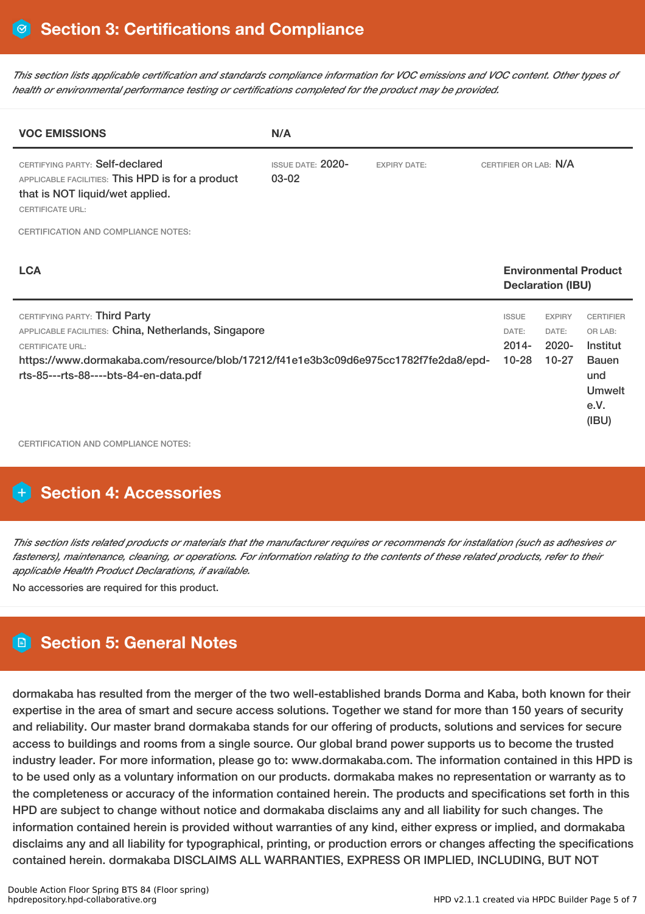## Section 3: Certifications and Compliance

*This section lists applicable certification and standards compliance information for VOC emissions and VOC content. Other types of health or environmental performance testing or certifications completed for the product may be provided.*

| VOC EMISSIONS | N/A | | |
|---|---|---|---|
| CERTIFYING PARTY: Self-declared<br>APPLICABLE FACILITIES: This HPD is for a product that is NOT liquid/wet applied.<br>CERTIFICATE URL: | ISSUE DATE: 2020-03-02 | EXPIRY DATE: | CERTIFIER OR LAB: N/A |

CERTIFICATION AND COMPLIANCE NOTES:

| LCA | Environmental Product Declaration (IBU) | | |
|---|---|---|---|
| CERTIFYING PARTY: Third Party<br>APPLICABLE FACILITIES: China, Netherlands, Singapore<br>CERTIFICATE URL:<br>https://www.dormakaba.com/resource/blob/17212/f41e1e3b3c09d6e975cc1782f7fe2da8/epd-rts-85---rts-88----bts-84-en-data.pdf | ISSUE DATE: 2014-10-28 | EXPIRY DATE: 2020-10-27 | CERTIFIER OR LAB: Institut Bauen und Umwelt e.V. (IBU) |

CERTIFICATION AND COMPLIANCE NOTES:

## Section 4: Accessories

*This section lists related products or materials that the manufacturer requires or recommends for installation (such as adhesives or fasteners), maintenance, cleaning, or operations. For information relating to the contents of these related products, refer to their applicable Health Product Declarations, if available.*

No accessories are required for this product.

## Section 5: General Notes

dormakaba has resulted from the merger of the two well-established brands Dorma and Kaba, both known for their expertise in the area of smart and secure access solutions. Together we stand for more than 150 years of security and reliability. Our master brand dormakaba stands for our offering of products, solutions and services for secure access to buildings and rooms from a single source. Our global brand power supports us to become the trusted industry leader. For more information, please go to: www.dormakaba.com. The information contained in this HPD is to be used only as a voluntary information on our products. dormakaba makes no representation or warranty as to the completeness or accuracy of the information contained herein. The products and specifications set forth in this HPD are subject to change without notice and dormakaba disclaims any and all liability for such changes. The information contained herein is provided without warranties of any kind, either express or implied, and dormakaba disclaims any and all liability for typographical, printing, or production errors or changes affecting the specifications contained herein. dormakaba DISCLAIMS ALL WARRANTIES, EXPRESS OR IMPLIED, INCLUDING, BUT NOT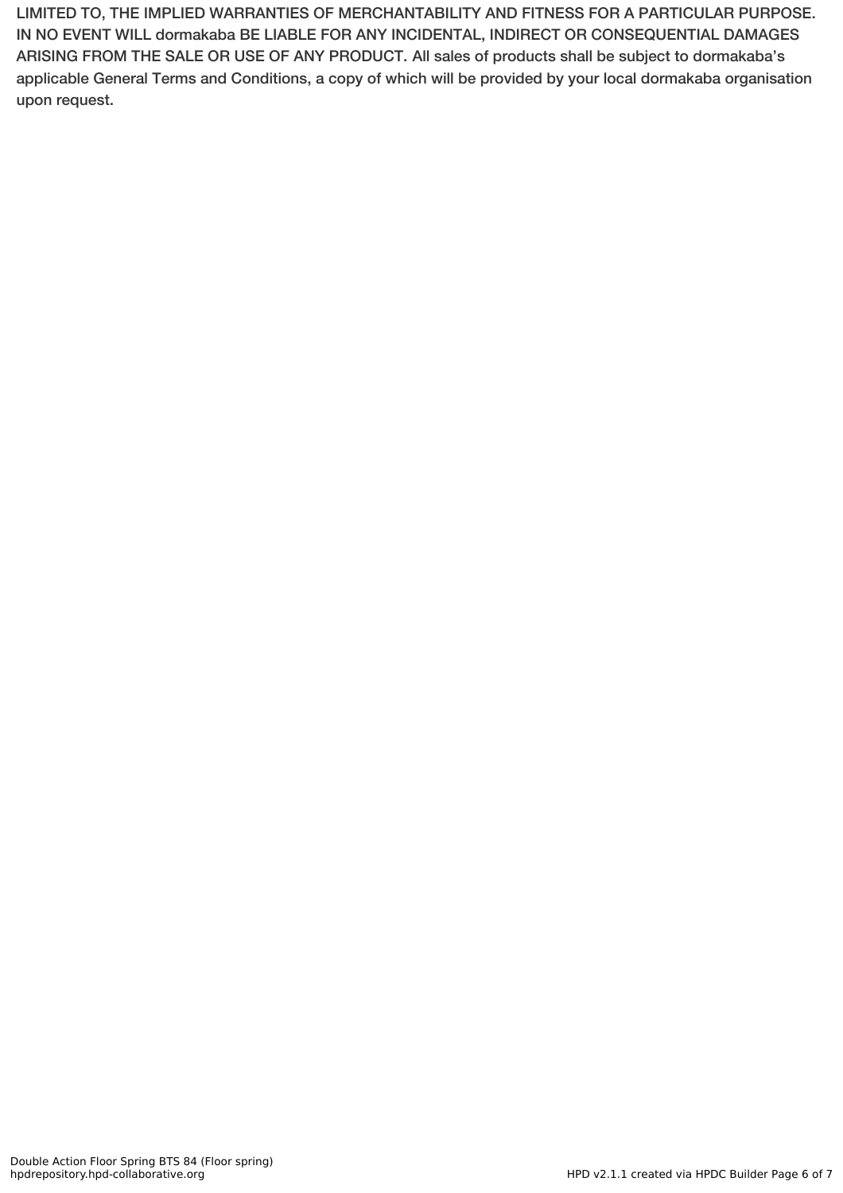LIMITED TO, THE IMPLIED WARRANTIES OF MERCHANTABILITY AND FITNESS FOR A PARTICULAR PURPOSE. IN NO EVENT WILL dormakaba BE LIABLE FOR ANY INCIDENTAL, INDIRECT OR CONSEQUENTIAL DAMAGES ARISING FROM THE SALE OR USE OF ANY PRODUCT. All sales of products shall be subject to dormakaba's applicable General Terms and Conditions, a copy of which will be provided by your local dormakaba organisation upon request.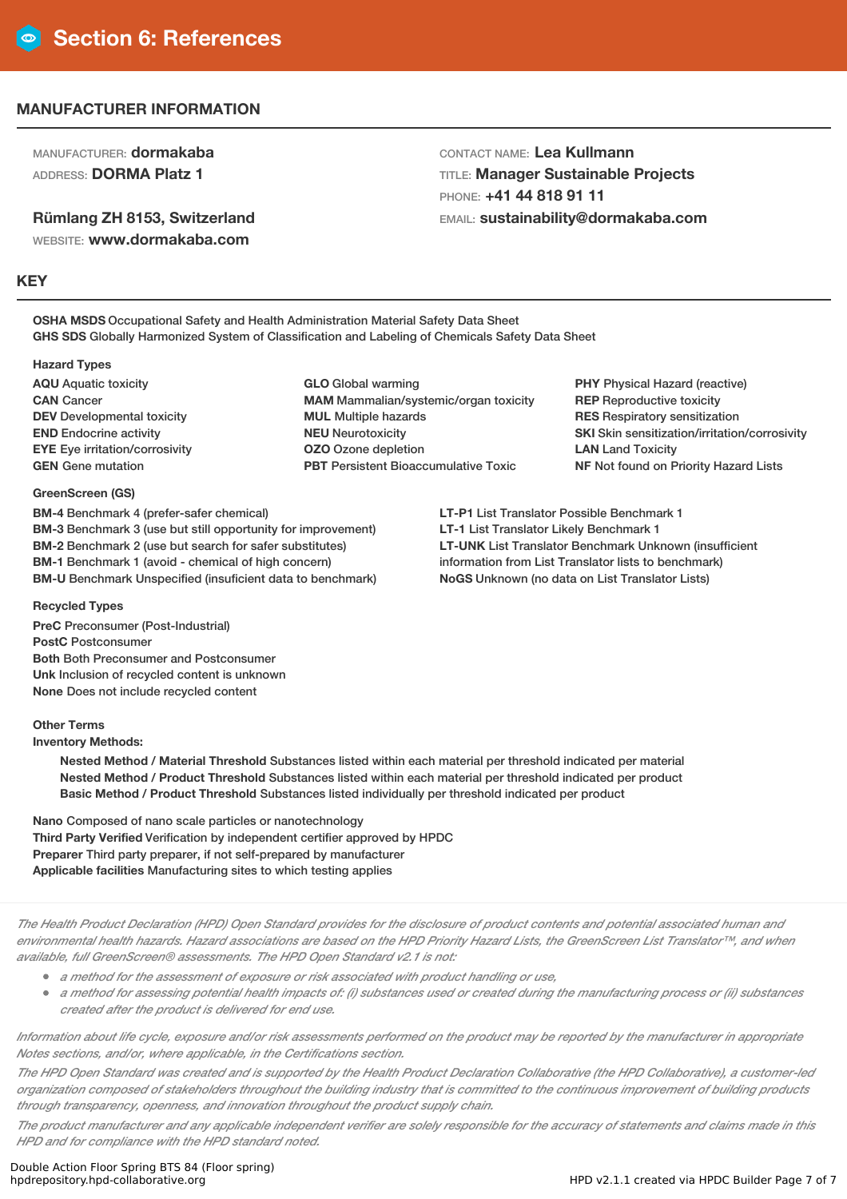# Section 6: References

## MANUFACTURER INFORMATION

MANUFACTURER: **dormakaba**
ADDRESS: **DORMA Platz 1**

**Rümlang ZH 8153, Switzerland**
WEBSITE: **www.dormakaba.com**

CONTACT NAME: **Lea Kullmann**
TITLE: **Manager Sustainable Projects**
PHONE: **+41 44 818 91 11**
EMAIL: **sustainability@dormakaba.com**

## KEY

**OSHA MSDS** Occupational Safety and Health Administration Material Safety Data Sheet
**GHS SDS** Globally Harmonized System of Classification and Labeling of Chemicals Safety Data Sheet

**Hazard Types**

**AQU** Aquatic toxicity
**CAN** Cancer
**DEV** Developmental toxicity
**END** Endocrine activity
**EYE** Eye irritation/corrosivity
**GEN** Gene mutation
**GLO** Global warming
**MAM** Mammalian/systemic/organ toxicity
**MUL** Multiple hazards
**NEU** Neurotoxicity
**OZO** Ozone depletion
**PBT** Persistent Bioaccumulative Toxic
**PHY** Physical Hazard (reactive)
**REP** Reproductive toxicity
**RES** Respiratory sensitization
**SKI** Skin sensitization/irritation/corrosivity
**LAN** Land Toxicity
**NF** Not found on Priority Hazard Lists

**GreenScreen (GS)**

**BM-4** Benchmark 4 (prefer-safer chemical)
**BM-3** Benchmark 3 (use but still opportunity for improvement)
**BM-2** Benchmark 2 (use but search for safer substitutes)
**BM-1** Benchmark 1 (avoid - chemical of high concern)
**BM-U** Benchmark Unspecified (insuficient data to benchmark)
**LT-P1** List Translator Possible Benchmark 1
**LT-1** List Translator Likely Benchmark 1
**LT-UNK** List Translator Benchmark Unknown (insufficient information from List Translator lists to benchmark)
**NoGS** Unknown (no data on List Translator Lists)

**Recycled Types**

**PreC** Preconsumer (Post-Industrial)
**PostC** Postconsumer
**Both** Both Preconsumer and Postconsumer
**Unk** Inclusion of recycled content is unknown
**None** Does not include recycled content

**Other Terms**
**Inventory Methods:**

- **Nested Method / Material Threshold** Substances listed within each material per threshold indicated per material
- **Nested Method / Product Threshold** Substances listed within each material per threshold indicated per product
- **Basic Method / Product Threshold** Substances listed individually per threshold indicated per product

**Nano** Composed of nano scale particles or nanotechnology
**Third Party Verified** Verification by independent certifier approved by HPDC
**Preparer** Third party preparer, if not self-prepared by manufacturer
**Applicable facilities** Manufacturing sites to which testing applies

*The Health Product Declaration (HPD) Open Standard provides for the disclosure of product contents and potential associated human and environmental health hazards. Hazard associations are based on the HPD Priority Hazard Lists, the GreenScreen List Translator™, and when available, full GreenScreen® assessments. The HPD Open Standard v2.1 is not:*

- *a method for the assessment of exposure or risk associated with product handling or use,*
- *a method for assessing potential health impacts of: (i) substances used or created during the manufacturing process or (ii) substances created after the product is delivered for end use.*

*Information about life cycle, exposure and/or risk assessments performed on the product may be reported by the manufacturer in appropriate Notes sections, and/or, where applicable, in the Certifications section.*

*The HPD Open Standard was created and is supported by the Health Product Declaration Collaborative (the HPD Collaborative), a customer-led organization composed of stakeholders throughout the building industry that is committed to the continuous improvement of building products through transparency, openness, and innovation throughout the product supply chain.*

*The product manufacturer and any applicable independent verifier are solely responsible for the accuracy of statements and claims made in this HPD and for compliance with the HPD standard noted.*